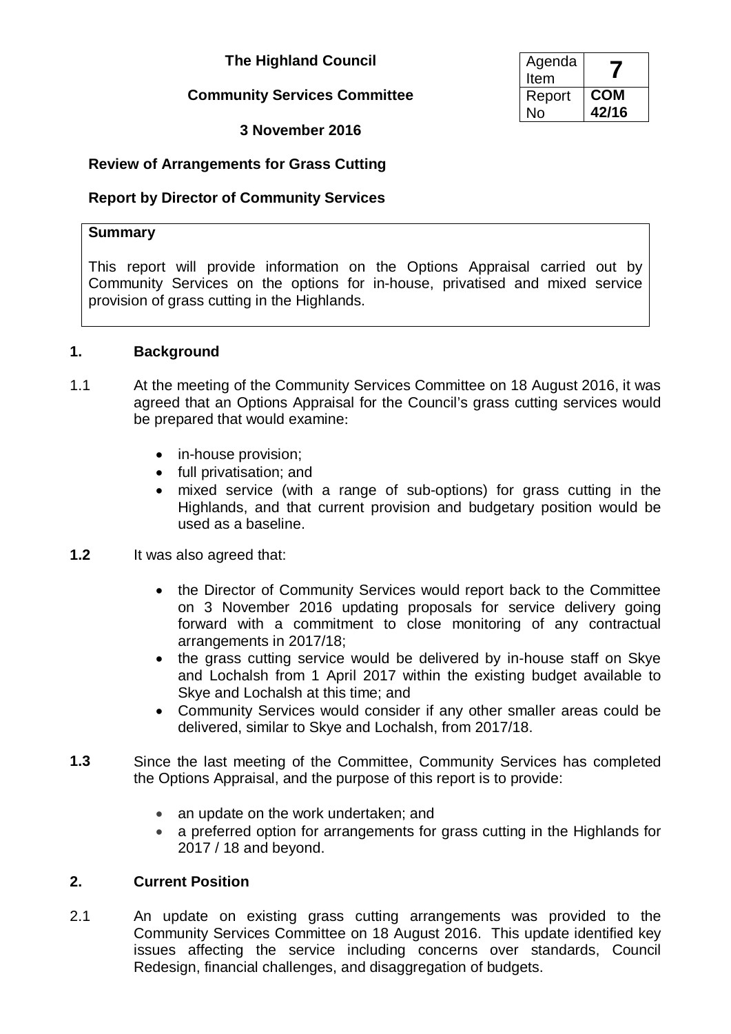**The Highland Council**

**Community Services Committee**

**3 November 2016**

| Agenda Item | **7** |
|---|---|
| Report No | **COM 42/16** |

**Review of Arrangements for Grass Cutting**

**Report by Director of Community Services**

**Summary**

This report will provide information on the Options Appraisal carried out by Community Services on the options for in-house, privatised and mixed service provision of grass cutting in the Highlands.

## 1. Background

1.1 At the meeting of the Community Services Committee on 18 August 2016, it was agreed that an Options Appraisal for the Council's grass cutting services would be prepared that would examine:

- in-house provision;
- full privatisation; and
- mixed service (with a range of sub-options) for grass cutting in the Highlands, and that current provision and budgetary position would be used as a baseline.

**1.2** It was also agreed that:

- the Director of Community Services would report back to the Committee on 3 November 2016 updating proposals for service delivery going forward with a commitment to close monitoring of any contractual arrangements in 2017/18;
- the grass cutting service would be delivered by in-house staff on Skye and Lochalsh from 1 April 2017 within the existing budget available to Skye and Lochalsh at this time; and
- Community Services would consider if any other smaller areas could be delivered, similar to Skye and Lochalsh, from 2017/18.

**1.3** Since the last meeting of the Committee, Community Services has completed the Options Appraisal, and the purpose of this report is to provide:

- an update on the work undertaken; and
- a preferred option for arrangements for grass cutting in the Highlands for 2017 / 18 and beyond.

## 2. Current Position

2.1 An update on existing grass cutting arrangements was provided to the Community Services Committee on 18 August 2016. This update identified key issues affecting the service including concerns over standards, Council Redesign, financial challenges, and disaggregation of budgets.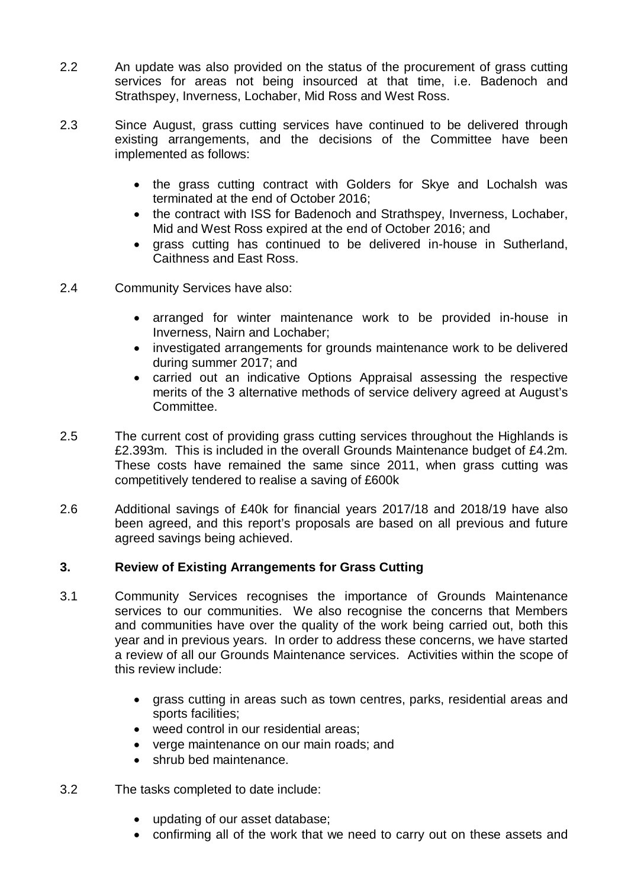2.2 An update was also provided on the status of the procurement of grass cutting services for areas not being insourced at that time, i.e. Badenoch and Strathspey, Inverness, Lochaber, Mid Ross and West Ross.

2.3 Since August, grass cutting services have continued to be delivered through existing arrangements, and the decisions of the Committee have been implemented as follows:

- the grass cutting contract with Golders for Skye and Lochalsh was terminated at the end of October 2016;
- the contract with ISS for Badenoch and Strathspey, Inverness, Lochaber, Mid and West Ross expired at the end of October 2016; and
- grass cutting has continued to be delivered in-house in Sutherland, Caithness and East Ross.

2.4 Community Services have also:

- arranged for winter maintenance work to be provided in-house in Inverness, Nairn and Lochaber;
- investigated arrangements for grounds maintenance work to be delivered during summer 2017; and
- carried out an indicative Options Appraisal assessing the respective merits of the 3 alternative methods of service delivery agreed at August's Committee.

2.5 The current cost of providing grass cutting services throughout the Highlands is £2.393m. This is included in the overall Grounds Maintenance budget of £4.2m. These costs have remained the same since 2011, when grass cutting was competitively tendered to realise a saving of £600k

2.6 Additional savings of £40k for financial years 2017/18 and 2018/19 have also been agreed, and this report's proposals are based on all previous and future agreed savings being achieved.

## 3. Review of Existing Arrangements for Grass Cutting

3.1 Community Services recognises the importance of Grounds Maintenance services to our communities. We also recognise the concerns that Members and communities have over the quality of the work being carried out, both this year and in previous years. In order to address these concerns, we have started a review of all our Grounds Maintenance services. Activities within the scope of this review include:

- grass cutting in areas such as town centres, parks, residential areas and sports facilities;
- weed control in our residential areas;
- verge maintenance on our main roads; and
- shrub bed maintenance.

3.2 The tasks completed to date include:

- updating of our asset database;
- confirming all of the work that we need to carry out on these assets and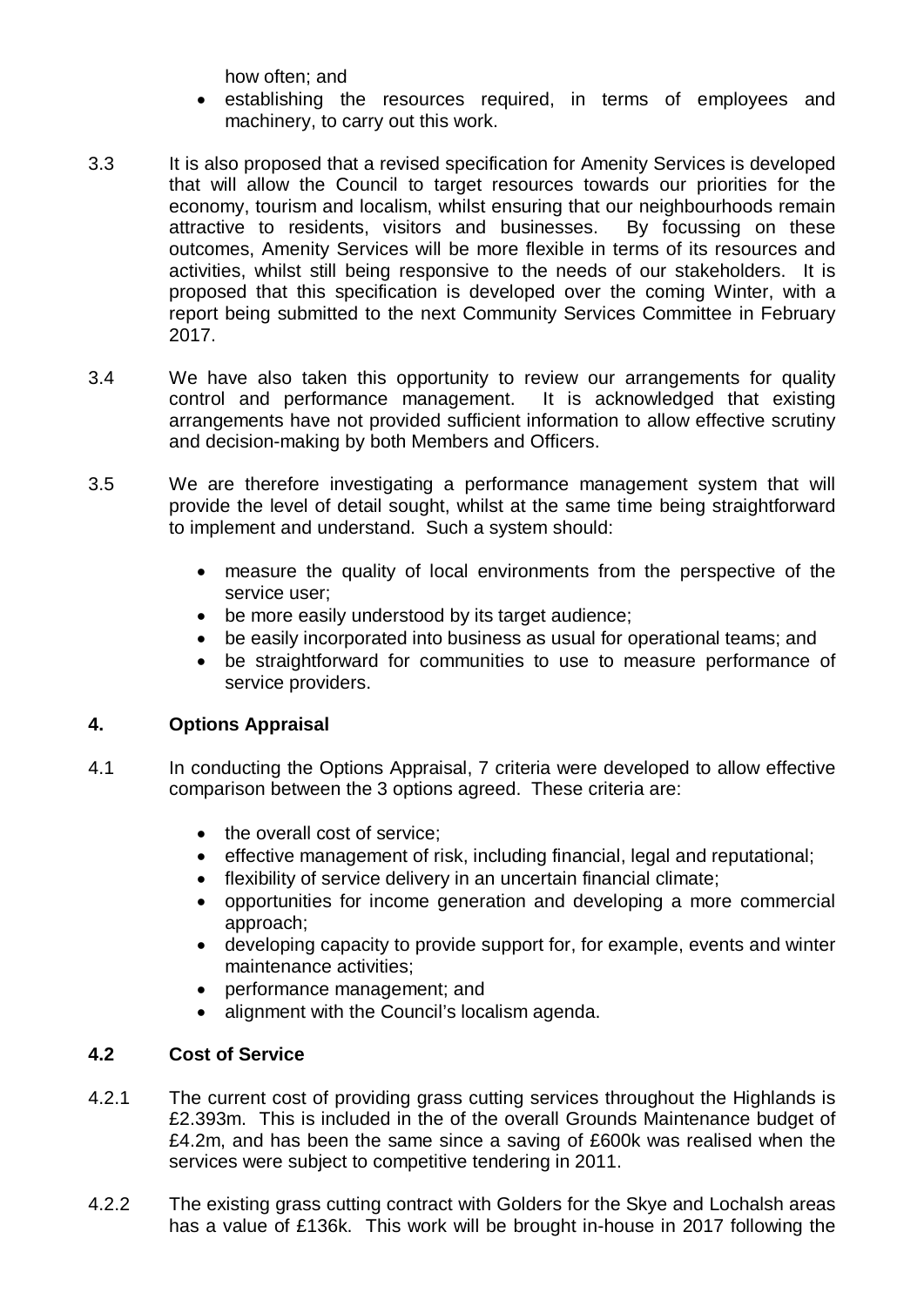how often; and

- establishing the resources required, in terms of employees and machinery, to carry out this work.

3.3 It is also proposed that a revised specification for Amenity Services is developed that will allow the Council to target resources towards our priorities for the economy, tourism and localism, whilst ensuring that our neighbourhoods remain attractive to residents, visitors and businesses. By focussing on these outcomes, Amenity Services will be more flexible in terms of its resources and activities, whilst still being responsive to the needs of our stakeholders. It is proposed that this specification is developed over the coming Winter, with a report being submitted to the next Community Services Committee in February 2017.

3.4 We have also taken this opportunity to review our arrangements for quality control and performance management. It is acknowledged that existing arrangements have not provided sufficient information to allow effective scrutiny and decision-making by both Members and Officers.

3.5 We are therefore investigating a performance management system that will provide the level of detail sought, whilst at the same time being straightforward to implement and understand. Such a system should:

- measure the quality of local environments from the perspective of the service user;
- be more easily understood by its target audience;
- be easily incorporated into business as usual for operational teams; and
- be straightforward for communities to use to measure performance of service providers.

## 4. Options Appraisal

4.1 In conducting the Options Appraisal, 7 criteria were developed to allow effective comparison between the 3 options agreed. These criteria are:

- the overall cost of service;
- effective management of risk, including financial, legal and reputational;
- flexibility of service delivery in an uncertain financial climate;
- opportunities for income generation and developing a more commercial approach;
- developing capacity to provide support for, for example, events and winter maintenance activities;
- performance management; and
- alignment with the Council's localism agenda.

### 4.2 Cost of Service

4.2.1 The current cost of providing grass cutting services throughout the Highlands is £2.393m. This is included in the of the overall Grounds Maintenance budget of £4.2m, and has been the same since a saving of £600k was realised when the services were subject to competitive tendering in 2011.

4.2.2 The existing grass cutting contract with Golders for the Skye and Lochalsh areas has a value of £136k. This work will be brought in-house in 2017 following the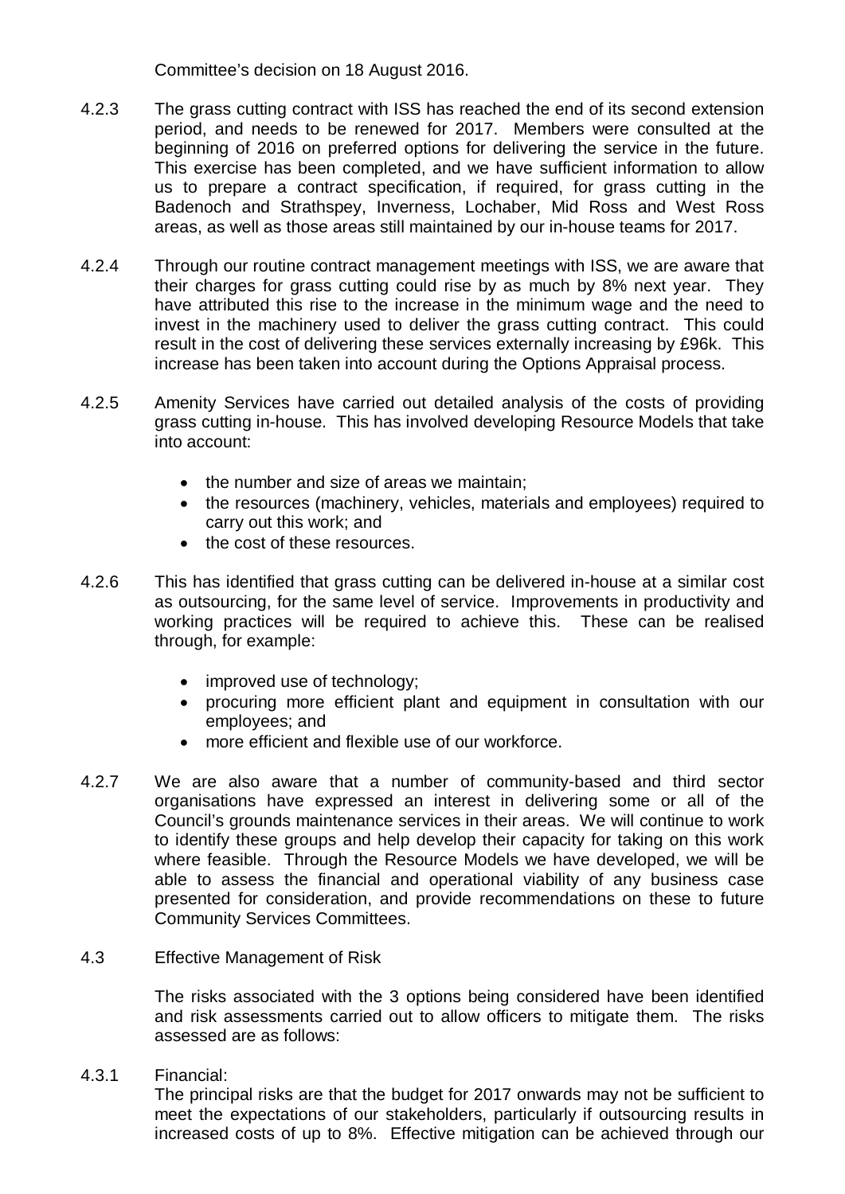Committee's decision on 18 August 2016.

4.2.3 The grass cutting contract with ISS has reached the end of its second extension period, and needs to be renewed for 2017. Members were consulted at the beginning of 2016 on preferred options for delivering the service in the future. This exercise has been completed, and we have sufficient information to allow us to prepare a contract specification, if required, for grass cutting in the Badenoch and Strathspey, Inverness, Lochaber, Mid Ross and West Ross areas, as well as those areas still maintained by our in-house teams for 2017.

4.2.4 Through our routine contract management meetings with ISS, we are aware that their charges for grass cutting could rise by as much by 8% next year. They have attributed this rise to the increase in the minimum wage and the need to invest in the machinery used to deliver the grass cutting contract. This could result in the cost of delivering these services externally increasing by £96k. This increase has been taken into account during the Options Appraisal process.

4.2.5 Amenity Services have carried out detailed analysis of the costs of providing grass cutting in-house. This has involved developing Resource Models that take into account:

- the number and size of areas we maintain;
- the resources (machinery, vehicles, materials and employees) required to carry out this work; and
- the cost of these resources.

4.2.6 This has identified that grass cutting can be delivered in-house at a similar cost as outsourcing, for the same level of service. Improvements in productivity and working practices will be required to achieve this. These can be realised through, for example:

- improved use of technology;
- procuring more efficient plant and equipment in consultation with our employees; and
- more efficient and flexible use of our workforce.

4.2.7 We are also aware that a number of community-based and third sector organisations have expressed an interest in delivering some or all of the Council's grounds maintenance services in their areas. We will continue to work to identify these groups and help develop their capacity for taking on this work where feasible. Through the Resource Models we have developed, we will be able to assess the financial and operational viability of any business case presented for consideration, and provide recommendations on these to future Community Services Committees.

4.3 Effective Management of Risk

The risks associated with the 3 options being considered have been identified and risk assessments carried out to allow officers to mitigate them. The risks assessed are as follows:

4.3.1 Financial:
The principal risks are that the budget for 2017 onwards may not be sufficient to meet the expectations of our stakeholders, particularly if outsourcing results in increased costs of up to 8%. Effective mitigation can be achieved through our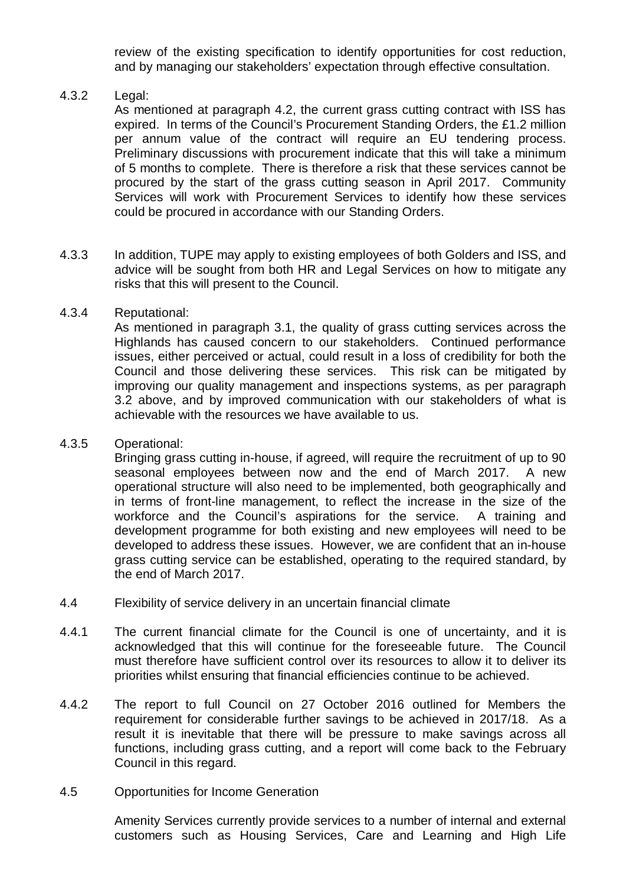review of the existing specification to identify opportunities for cost reduction, and by managing our stakeholders' expectation through effective consultation.

4.3.2 Legal:

As mentioned at paragraph 4.2, the current grass cutting contract with ISS has expired. In terms of the Council's Procurement Standing Orders, the £1.2 million per annum value of the contract will require an EU tendering process. Preliminary discussions with procurement indicate that this will take a minimum of 5 months to complete. There is therefore a risk that these services cannot be procured by the start of the grass cutting season in April 2017. Community Services will work with Procurement Services to identify how these services could be procured in accordance with our Standing Orders.

4.3.3 In addition, TUPE may apply to existing employees of both Golders and ISS, and advice will be sought from both HR and Legal Services on how to mitigate any risks that this will present to the Council.

4.3.4 Reputational:

As mentioned in paragraph 3.1, the quality of grass cutting services across the Highlands has caused concern to our stakeholders. Continued performance issues, either perceived or actual, could result in a loss of credibility for both the Council and those delivering these services. This risk can be mitigated by improving our quality management and inspections systems, as per paragraph 3.2 above, and by improved communication with our stakeholders of what is achievable with the resources we have available to us.

4.3.5 Operational:

Bringing grass cutting in-house, if agreed, will require the recruitment of up to 90 seasonal employees between now and the end of March 2017. A new operational structure will also need to be implemented, both geographically and in terms of front-line management, to reflect the increase in the size of the workforce and the Council's aspirations for the service. A training and development programme for both existing and new employees will need to be developed to address these issues. However, we are confident that an in-house grass cutting service can be established, operating to the required standard, by the end of March 2017.

4.4 Flexibility of service delivery in an uncertain financial climate

4.4.1 The current financial climate for the Council is one of uncertainty, and it is acknowledged that this will continue for the foreseeable future. The Council must therefore have sufficient control over its resources to allow it to deliver its priorities whilst ensuring that financial efficiencies continue to be achieved.

4.4.2 The report to full Council on 27 October 2016 outlined for Members the requirement for considerable further savings to be achieved in 2017/18. As a result it is inevitable that there will be pressure to make savings across all functions, including grass cutting, and a report will come back to the February Council in this regard.

4.5 Opportunities for Income Generation

Amenity Services currently provide services to a number of internal and external customers such as Housing Services, Care and Learning and High Life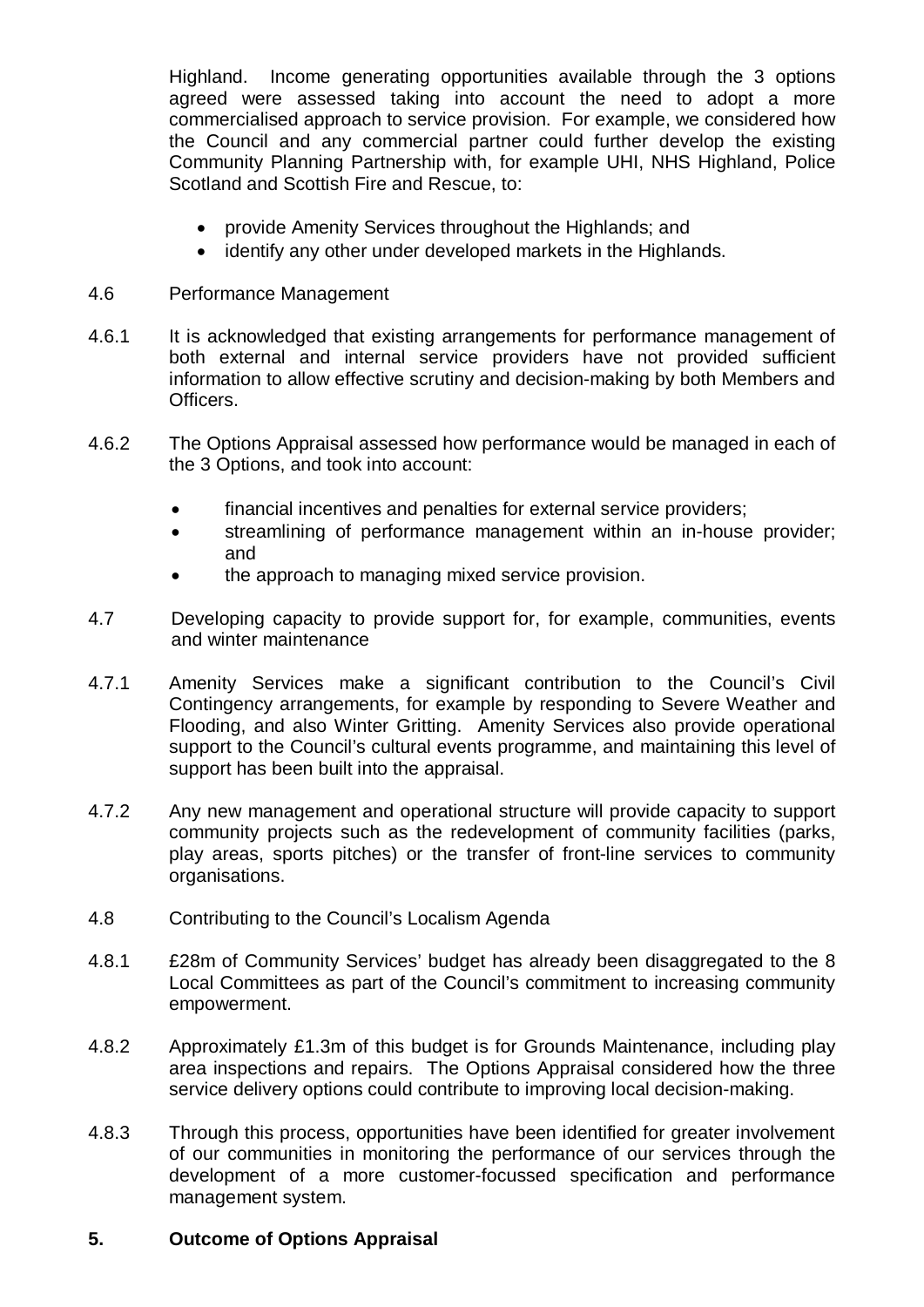Highland. Income generating opportunities available through the 3 options agreed were assessed taking into account the need to adopt a more commercialised approach to service provision. For example, we considered how the Council and any commercial partner could further develop the existing Community Planning Partnership with, for example UHI, NHS Highland, Police Scotland and Scottish Fire and Rescue, to:

- provide Amenity Services throughout the Highlands; and
- identify any other under developed markets in the Highlands.

4.6 Performance Management

4.6.1 It is acknowledged that existing arrangements for performance management of both external and internal service providers have not provided sufficient information to allow effective scrutiny and decision-making by both Members and Officers.

4.6.2 The Options Appraisal assessed how performance would be managed in each of the 3 Options, and took into account:

- financial incentives and penalties for external service providers;
- streamlining of performance management within an in-house provider; and
- the approach to managing mixed service provision.

4.7 Developing capacity to provide support for, for example, communities, events and winter maintenance

4.7.1 Amenity Services make a significant contribution to the Council's Civil Contingency arrangements, for example by responding to Severe Weather and Flooding, and also Winter Gritting. Amenity Services also provide operational support to the Council's cultural events programme, and maintaining this level of support has been built into the appraisal.

4.7.2 Any new management and operational structure will provide capacity to support community projects such as the redevelopment of community facilities (parks, play areas, sports pitches) or the transfer of front-line services to community organisations.

4.8 Contributing to the Council's Localism Agenda

4.8.1 £28m of Community Services' budget has already been disaggregated to the 8 Local Committees as part of the Council's commitment to increasing community empowerment.

4.8.2 Approximately £1.3m of this budget is for Grounds Maintenance, including play area inspections and repairs. The Options Appraisal considered how the three service delivery options could contribute to improving local decision-making.

4.8.3 Through this process, opportunities have been identified for greater involvement of our communities in monitoring the performance of our services through the development of a more customer-focussed specification and performance management system.

## 5. Outcome of Options Appraisal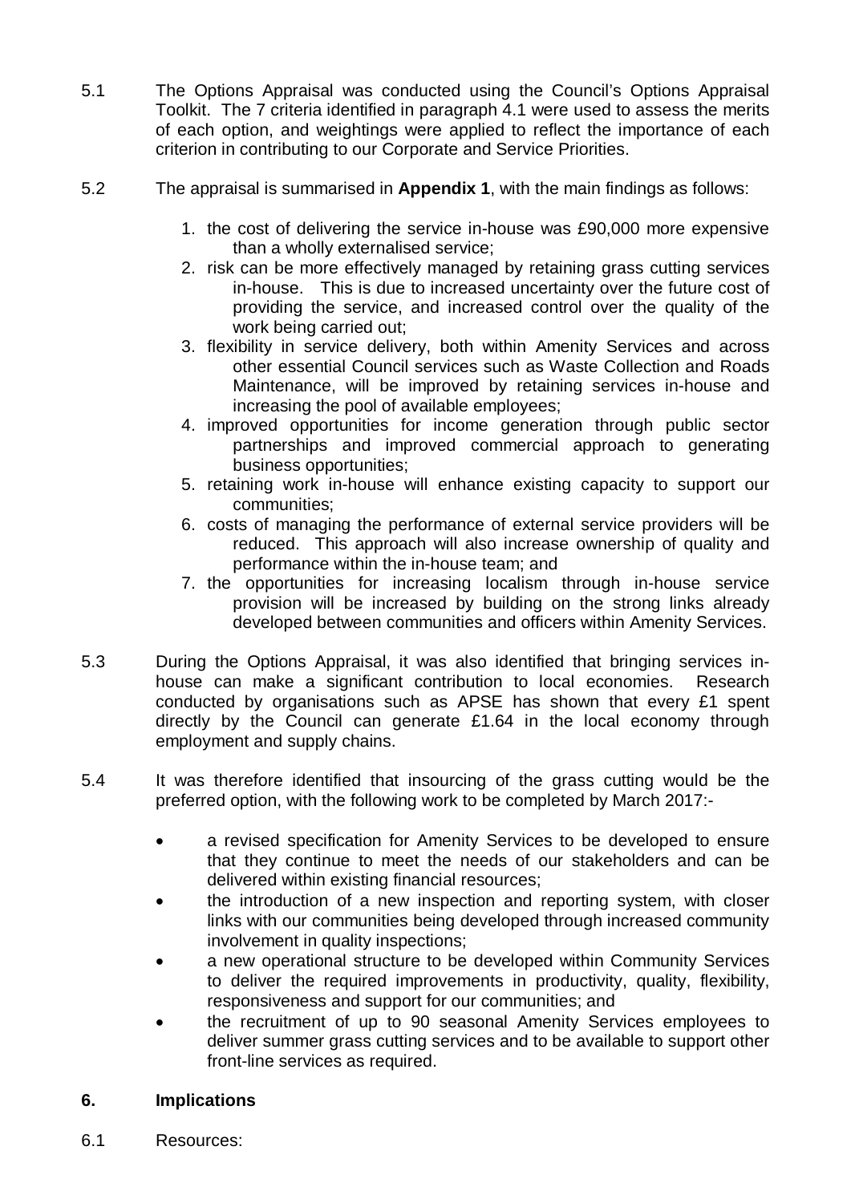5.1 The Options Appraisal was conducted using the Council's Options Appraisal Toolkit. The 7 criteria identified in paragraph 4.1 were used to assess the merits of each option, and weightings were applied to reflect the importance of each criterion in contributing to our Corporate and Service Priorities.

5.2 The appraisal is summarised in **Appendix 1**, with the main findings as follows:

1. the cost of delivering the service in-house was £90,000 more expensive than a wholly externalised service;
2. risk can be more effectively managed by retaining grass cutting services in-house. This is due to increased uncertainty over the future cost of providing the service, and increased control over the quality of the work being carried out;
3. flexibility in service delivery, both within Amenity Services and across other essential Council services such as Waste Collection and Roads Maintenance, will be improved by retaining services in-house and increasing the pool of available employees;
4. improved opportunities for income generation through public sector partnerships and improved commercial approach to generating business opportunities;
5. retaining work in-house will enhance existing capacity to support our communities;
6. costs of managing the performance of external service providers will be reduced. This approach will also increase ownership of quality and performance within the in-house team; and
7. the opportunities for increasing localism through in-house service provision will be increased by building on the strong links already developed between communities and officers within Amenity Services.

5.3 During the Options Appraisal, it was also identified that bringing services in-house can make a significant contribution to local economies. Research conducted by organisations such as APSE has shown that every £1 spent directly by the Council can generate £1.64 in the local economy through employment and supply chains.

5.4 It was therefore identified that insourcing of the grass cutting would be the preferred option, with the following work to be completed by March 2017:-

- a revised specification for Amenity Services to be developed to ensure that they continue to meet the needs of our stakeholders and can be delivered within existing financial resources;
- the introduction of a new inspection and reporting system, with closer links with our communities being developed through increased community involvement in quality inspections;
- a new operational structure to be developed within Community Services to deliver the required improvements in productivity, quality, flexibility, responsiveness and support for our communities; and
- the recruitment of up to 90 seasonal Amenity Services employees to deliver summer grass cutting services and to be available to support other front-line services as required.

## 6. Implications

6.1 Resources: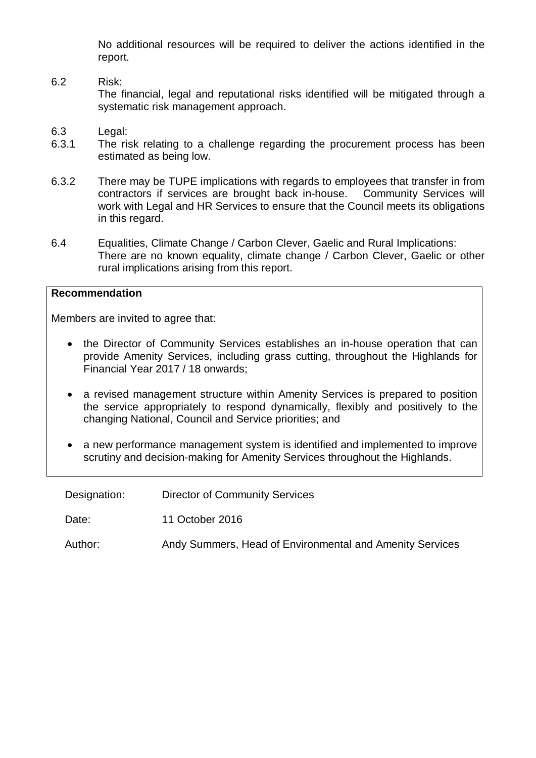No additional resources will be required to deliver the actions identified in the report.

6.2 Risk:
The financial, legal and reputational risks identified will be mitigated through a systematic risk management approach.

6.3 Legal:

6.3.1 The risk relating to a challenge regarding the procurement process has been estimated as being low.

6.3.2 There may be TUPE implications with regards to employees that transfer in from contractors if services are brought back in-house. Community Services will work with Legal and HR Services to ensure that the Council meets its obligations in this regard.

6.4 Equalities, Climate Change / Carbon Clever, Gaelic and Rural Implications:
There are no known equality, climate change / Carbon Clever, Gaelic or other rural implications arising from this report.

**Recommendation**

Members are invited to agree that:

- the Director of Community Services establishes an in-house operation that can provide Amenity Services, including grass cutting, throughout the Highlands for Financial Year 2017 / 18 onwards;
- a revised management structure within Amenity Services is prepared to position the service appropriately to respond dynamically, flexibly and positively to the changing National, Council and Service priorities; and
- a new performance management system is identified and implemented to improve scrutiny and decision-making for Amenity Services throughout the Highlands.

Designation: Director of Community Services

Date: 11 October 2016

Author: Andy Summers, Head of Environmental and Amenity Services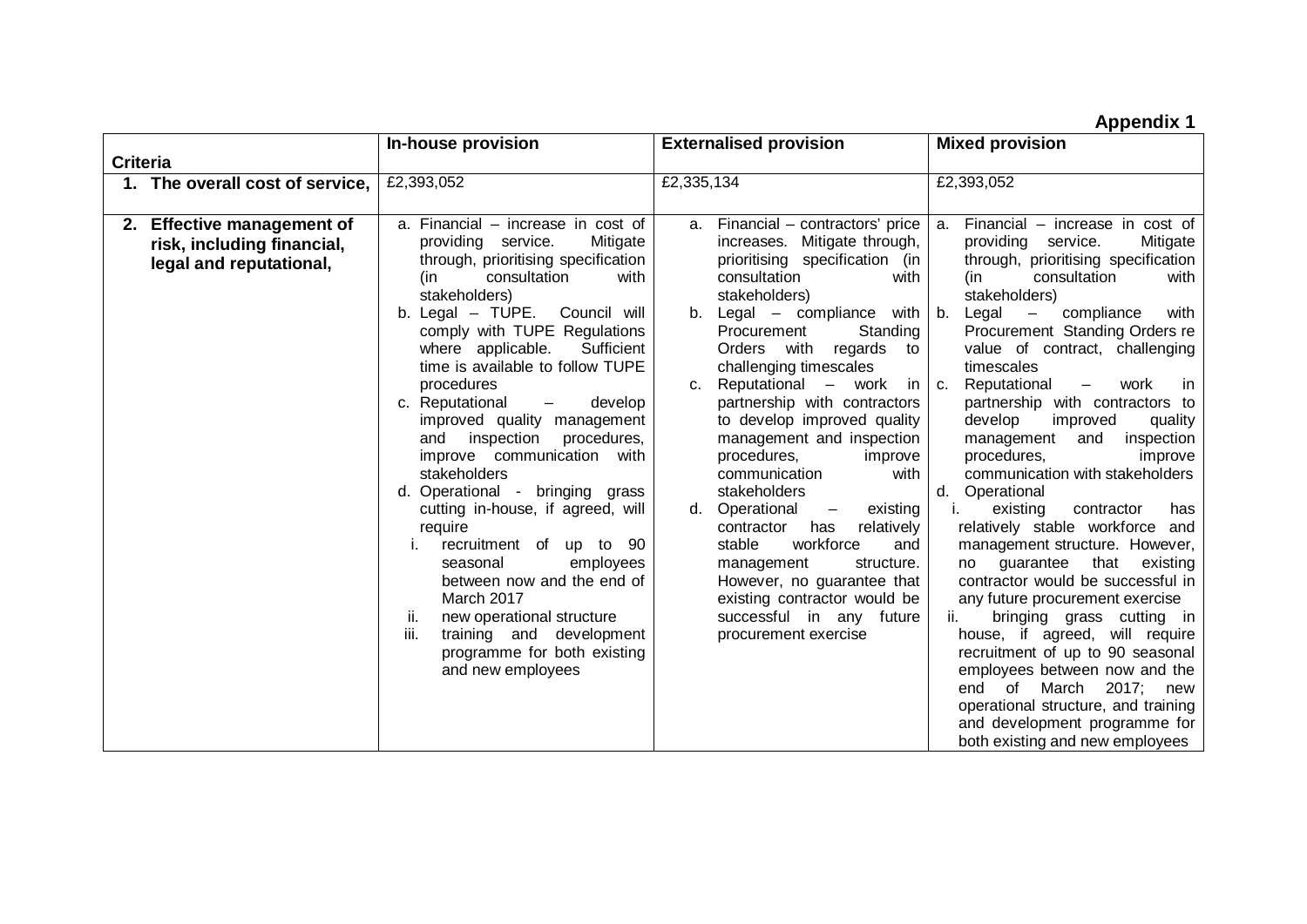**Appendix 1**

| Criteria | In-house provision | Externalised provision | Mixed provision |
|---|---|---|---|
| 1. The overall cost of service, | £2,393,052 | £2,335,134 | £2,393,052 |
| 2. Effective management of risk, including financial, legal and reputational, | a. Financial – increase in cost of providing service. Mitigate through, prioritising specification (in consultation with stakeholders)<br>b. Legal – TUPE. Council will comply with TUPE Regulations where applicable. Sufficient time is available to follow TUPE procedures<br>c. Reputational – develop improved quality management and inspection procedures, improve communication with stakeholders<br>d. Operational - bringing grass cutting in-house, if agreed, will require<br>i. recruitment of up to 90 seasonal employees between now and the end of March 2017<br>ii. new operational structure<br>iii. training and development programme for both existing and new employees | a. Financial – contractors' price increases. Mitigate through, prioritising specification (in consultation with stakeholders)<br>b. Legal – compliance with Procurement Standing Orders with regards to challenging timescales<br>c. Reputational – work in partnership with contractors to develop improved quality management and inspection procedures, improve communication with stakeholders<br>d. Operational – existing contractor has relatively stable workforce and management structure. However, no guarantee that existing contractor would be successful in any future procurement exercise | a. Financial – increase in cost of providing service. Mitigate through, prioritising specification (in consultation with stakeholders)<br>b. Legal – compliance with Procurement Standing Orders re value of contract, challenging timescales<br>c. Reputational – work in partnership with contractors to develop improved quality management and inspection procedures, improve communication with stakeholders<br>d. Operational<br>i. existing contractor has relatively stable workforce and management structure. However, no guarantee that existing contractor would be successful in any future procurement exercise<br>ii. bringing grass cutting in house, if agreed, will require recruitment of up to 90 seasonal employees between now and the end of March 2017; new operational structure, and training and development programme for both existing and new employees |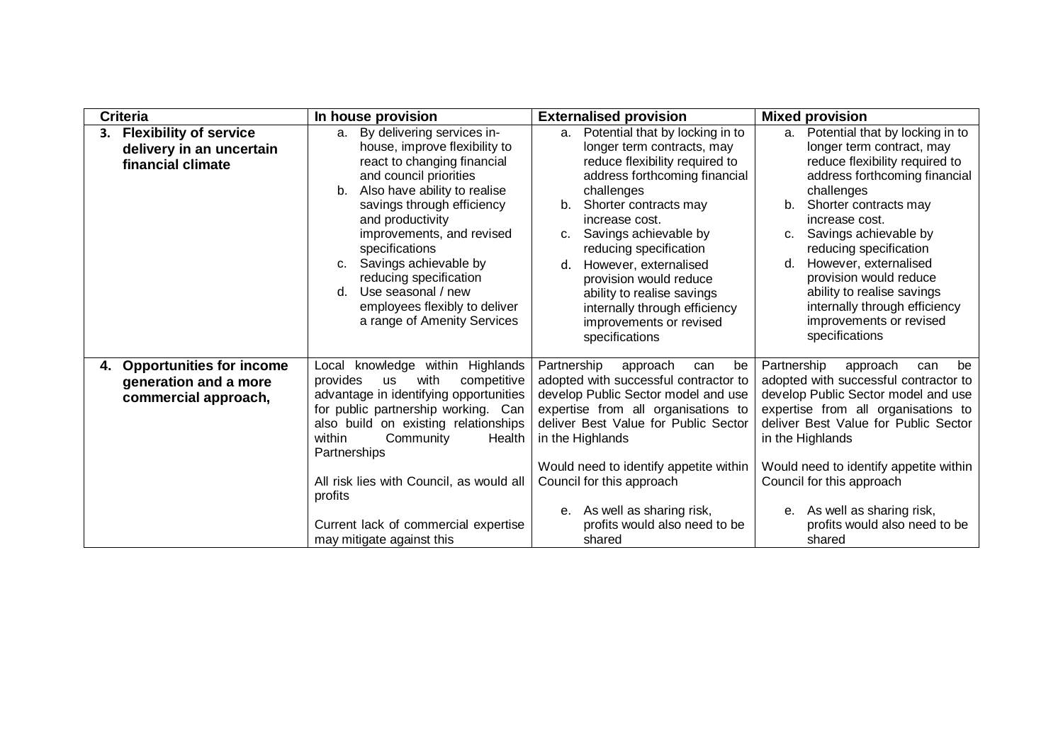| Criteria | In house provision | Externalised provision | Mixed provision |
|---|---|---|---|
| **3. Flexibility of service delivery in an uncertain financial climate** | a. By delivering services in-house, improve flexibility to react to changing financial and council priorities<br>b. Also have ability to realise savings through efficiency and productivity improvements, and revised specifications<br>c. Savings achievable by reducing specification<br>d. Use seasonal / new employees flexibly to deliver a range of Amenity Services | a. Potential that by locking in to longer term contracts, may reduce flexibility required to address forthcoming financial challenges<br>b. Shorter contracts may increase cost.<br>c. Savings achievable by reducing specification<br>d. However, externalised provision would reduce ability to realise savings internally through efficiency improvements or revised specifications | a. Potential that by locking in to longer term contract, may reduce flexibility required to address forthcoming financial challenges<br>b. Shorter contracts may increase cost.<br>c. Savings achievable by reducing specification<br>d. However, externalised provision would reduce ability to realise savings internally through efficiency improvements or revised specifications |
| **4. Opportunities for income generation and a more commercial approach,** | Local knowledge within Highlands provides us with competitive advantage in identifying opportunities for public partnership working. Can also build on existing relationships within Community Health Partnerships<br><br>All risk lies with Council, as would all profits<br><br>Current lack of commercial expertise may mitigate against this | Partnership approach can be adopted with successful contractor to develop Public Sector model and use expertise from all organisations to deliver Best Value for Public Sector in the Highlands<br><br>Would need to identify appetite within Council for this approach<br><br>e. As well as sharing risk, profits would also need to be shared | Partnership approach can be adopted with successful contractor to develop Public Sector model and use expertise from all organisations to deliver Best Value for Public Sector in the Highlands<br><br>Would need to identify appetite within Council for this approach<br><br>e. As well as sharing risk, profits would also need to be shared |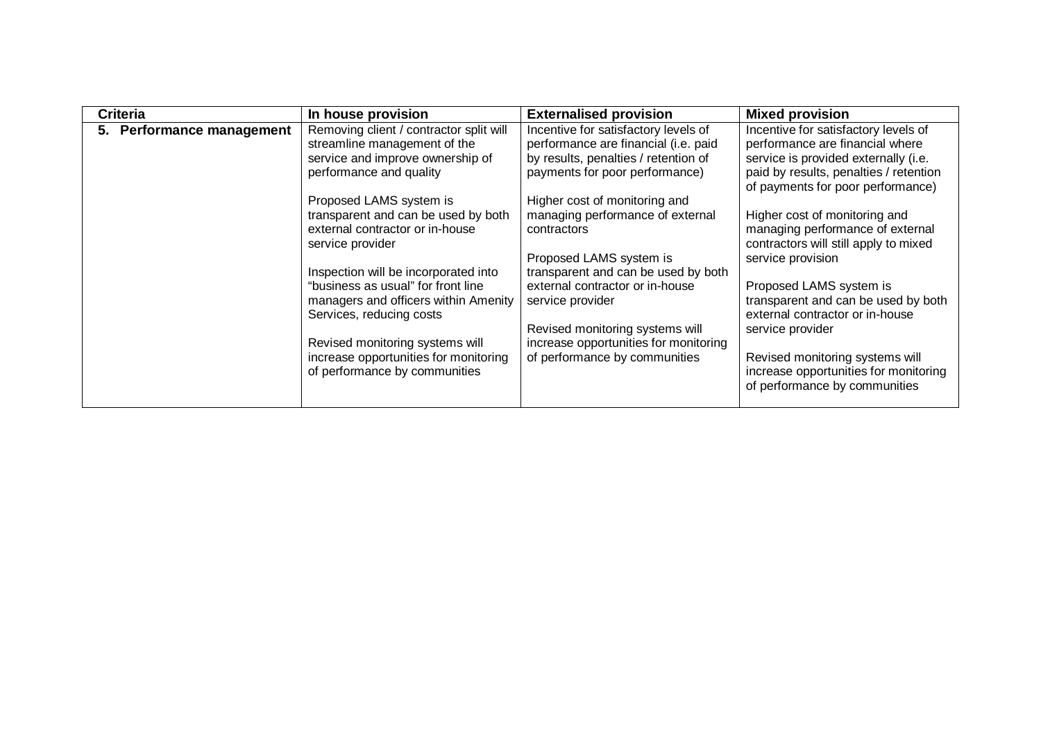| Criteria | In house provision | Externalised provision | Mixed provision |
|---|---|---|---|
| **5. Performance management** | Removing client / contractor split will streamline management of the service and improve ownership of performance and quality<br><br>Proposed LAMS system is transparent and can be used by both external contractor or in-house service provider<br><br>Inspection will be incorporated into "business as usual" for front line managers and officers within Amenity Services, reducing costs<br><br>Revised monitoring systems will increase opportunities for monitoring of performance by communities | Incentive for satisfactory levels of performance are financial (i.e. paid by results, penalties / retention of payments for poor performance)<br><br>Higher cost of monitoring and managing performance of external contractors<br><br>Proposed LAMS system is transparent and can be used by both external contractor or in-house service provider<br><br>Revised monitoring systems will increase opportunities for monitoring of performance by communities | Incentive for satisfactory levels of performance are financial where service is provided externally (i.e. paid by results, penalties / retention of payments for poor performance)<br><br>Higher cost of monitoring and managing performance of external contractors will still apply to mixed service provision<br><br>Proposed LAMS system is transparent and can be used by both external contractor or in-house service provider<br><br>Revised monitoring systems will increase opportunities for monitoring of performance by communities |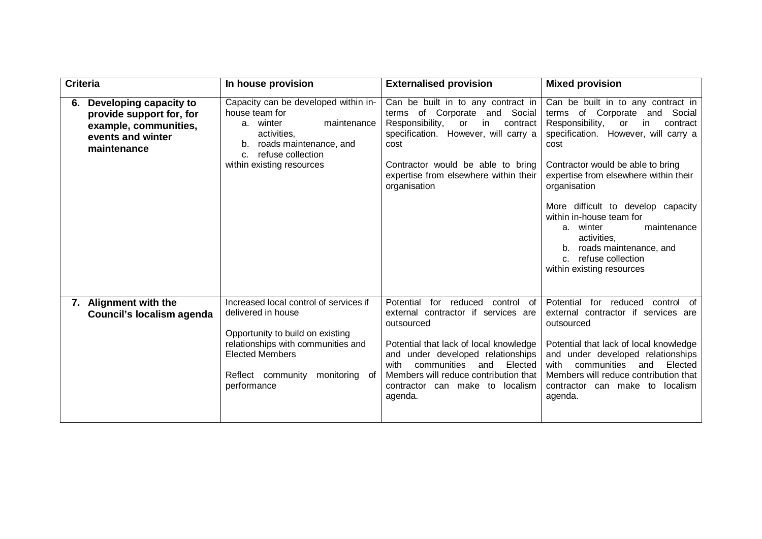| Criteria | In house provision | Externalised provision | Mixed provision |
|---|---|---|---|
| **6. Developing capacity to provide support for, for example, communities, events and winter maintenance** | Capacity can be developed within in-house team for<br>a. winter maintenance activities,<br>b. roads maintenance, and<br>c. refuse collection<br>within existing resources | Can be built in to any contract in terms of Corporate and Social Responsibility, or in contract specification. However, will carry a cost<br><br>Contractor would be able to bring expertise from elsewhere within their organisation | Can be built in to any contract in terms of Corporate and Social Responsibility, or in contract specification. However, will carry a cost<br><br>Contractor would be able to bring expertise from elsewhere within their organisation<br><br>More difficult to develop capacity within in-house team for<br>a. winter maintenance activities,<br>b. roads maintenance, and<br>c. refuse collection<br>within existing resources |
| **7. Alignment with the Council's localism agenda** | Increased local control of services if delivered in house<br><br>Opportunity to build on existing relationships with communities and Elected Members<br><br>Reflect community monitoring of performance | Potential for reduced control of external contractor if services are outsourced<br><br>Potential that lack of local knowledge and under developed relationships with communities and Elected Members will reduce contribution that contractor can make to localism agenda. | Potential for reduced control of external contractor if services are outsourced<br><br>Potential that lack of local knowledge and under developed relationships with communities and Elected Members will reduce contribution that contractor can make to localism agenda. |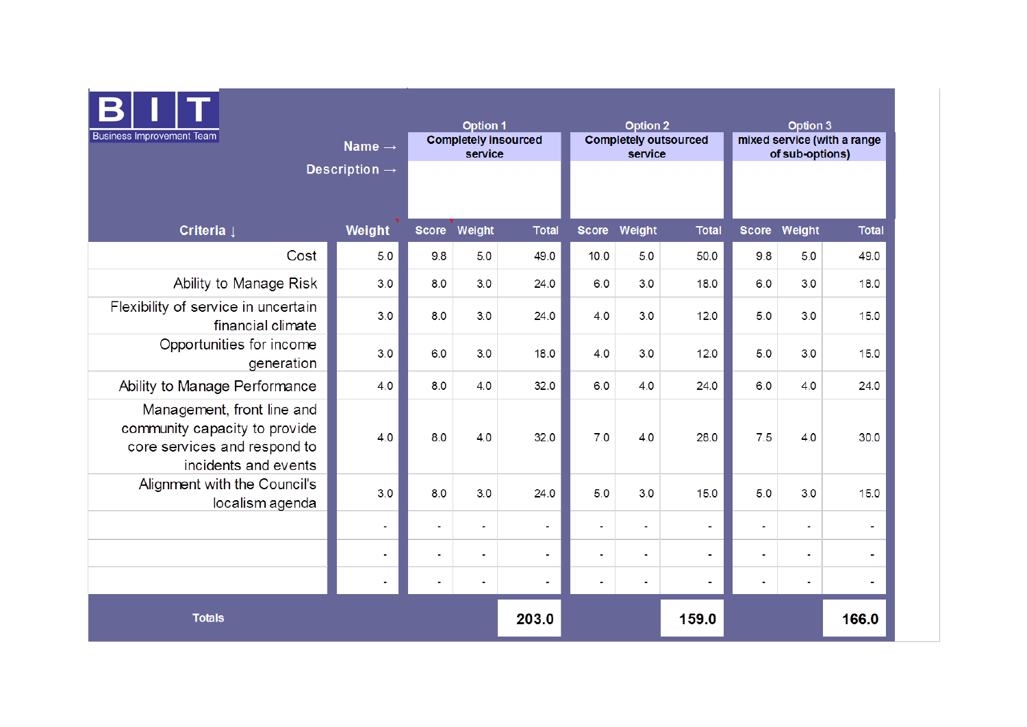**BIT** Business Improvement Team

| Criteria ↓ | Weight | Option 1 | | | Option 2 | | | Option 3 | | |
|---|---|---|---|---|---|---|---|---|---|---|
| Name → | | Completely insourced service | | | Completely outsourced service | | | mixed service (with a range of sub-options) | | |
| Description → | | | | | | | | | | |
| | | Score | Weight | Total | Score | Weight | Total | Score | Weight | Total |
| Cost | 5.0 | 9.8 | 5.0 | 49.0 | 10.0 | 5.0 | 50.0 | 9.8 | 5.0 | 49.0 |
| Ability to Manage Risk | 3.0 | 8.0 | 3.0 | 24.0 | 6.0 | 3.0 | 18.0 | 6.0 | 3.0 | 18.0 |
| Flexibility of service in uncertain financial climate | 3.0 | 8.0 | 3.0 | 24.0 | 4.0 | 3.0 | 12.0 | 5.0 | 3.0 | 15.0 |
| Opportunities for income generation | 3.0 | 6.0 | 3.0 | 18.0 | 4.0 | 3.0 | 12.0 | 5.0 | 3.0 | 15.0 |
| Ability to Manage Performance | 4.0 | 8.0 | 4.0 | 32.0 | 6.0 | 4.0 | 24.0 | 6.0 | 4.0 | 24.0 |
| Management, front line and community capacity to provide core services and respond to incidents and events | 4.0 | 8.0 | 4.0 | 32.0 | 7.0 | 4.0 | 28.0 | 7.5 | 4.0 | 30.0 |
| Alignment with the Council's localism agenda | 3.0 | 8.0 | 3.0 | 24.0 | 5.0 | 3.0 | 15.0 | 5.0 | 3.0 | 15.0 |
| | - | - | - | - | - | - | - | - | - | - |
| | - | - | - | - | - | - | - | - | - | - |
| | - | - | - | - | - | - | - | - | - | - |
| Totals | | | | 203.0 | | | 159.0 | | | 166.0 |